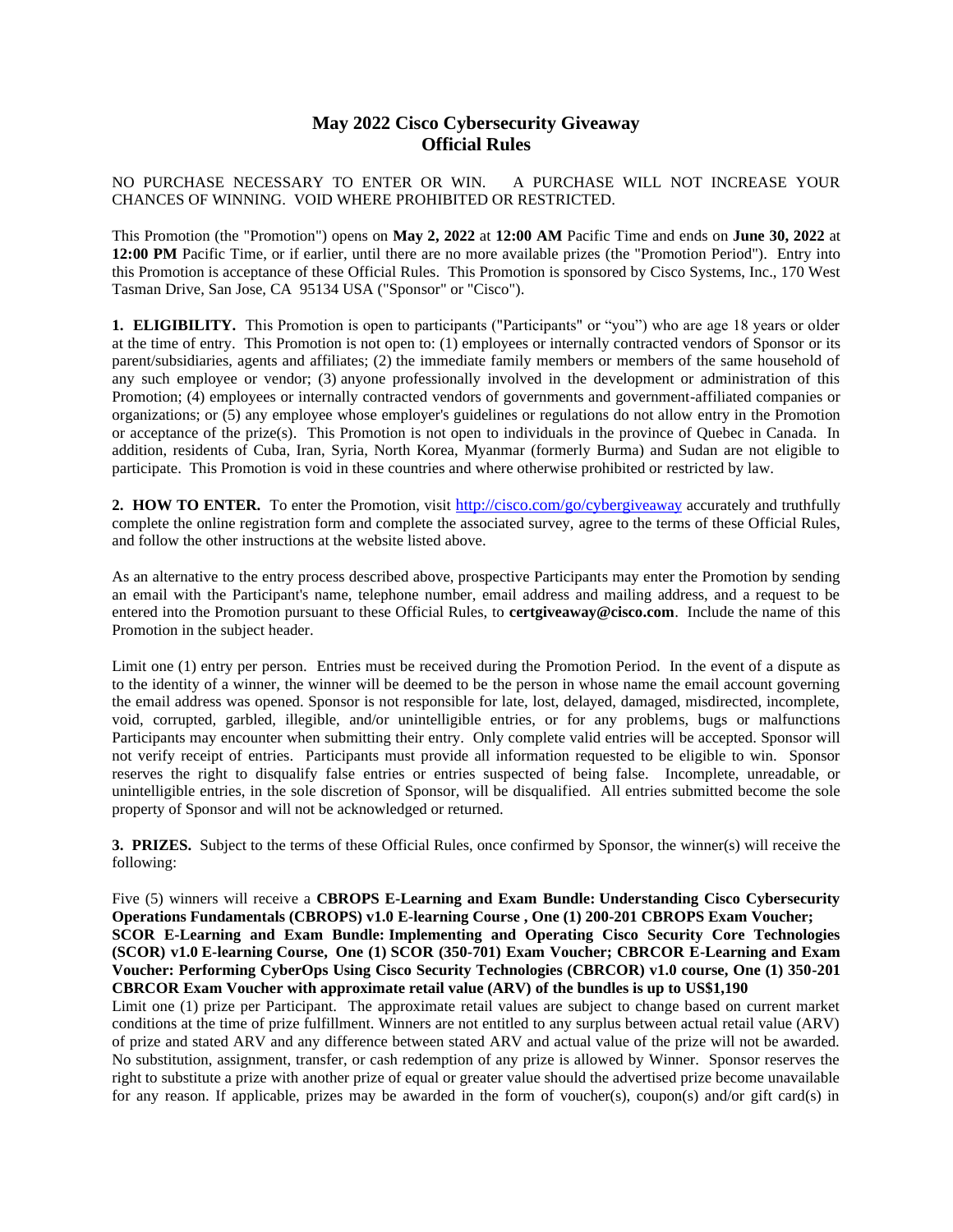# May 2022 Cisco Cybersecurity Giveaway
# Official Rules

NO PURCHASE NECESSARY TO ENTER OR WIN. A PURCHASE WILL NOT INCREASE YOUR CHANCES OF WINNING. VOID WHERE PROHIBITED OR RESTRICTED.

This Promotion (the "Promotion") opens on **May 2, 2022** at **12:00 AM** Pacific Time and ends on **June 30, 2022** at **12:00 PM** Pacific Time, or if earlier, until there are no more available prizes (the "Promotion Period"). Entry into this Promotion is acceptance of these Official Rules. This Promotion is sponsored by Cisco Systems, Inc., 170 West Tasman Drive, San Jose, CA 95134 USA ("Sponsor" or "Cisco").

**1. ELIGIBILITY.** This Promotion is open to participants ("Participants" or "you") who are age 18 years or older at the time of entry. This Promotion is not open to: (1) employees or internally contracted vendors of Sponsor or its parent/subsidiaries, agents and affiliates; (2) the immediate family members or members of the same household of any such employee or vendor; (3) anyone professionally involved in the development or administration of this Promotion; (4) employees or internally contracted vendors of governments and government-affiliated companies or organizations; or (5) any employee whose employer's guidelines or regulations do not allow entry in the Promotion or acceptance of the prize(s). This Promotion is not open to individuals in the province of Quebec in Canada. In addition, residents of Cuba, Iran, Syria, North Korea, Myanmar (formerly Burma) and Sudan are not eligible to participate. This Promotion is void in these countries and where otherwise prohibited or restricted by law.

**2. HOW TO ENTER.** To enter the Promotion, visit [http://cisco.com/go/cybergiveaway](http://cisco.com/go/cybergiveaway) accurately and truthfully complete the online registration form and complete the associated survey, agree to the terms of these Official Rules, and follow the other instructions at the website listed above.

As an alternative to the entry process described above, prospective Participants may enter the Promotion by sending an email with the Participant's name, telephone number, email address and mailing address, and a request to be entered into the Promotion pursuant to these Official Rules, to **certgiveaway@cisco.com**. Include the name of this Promotion in the subject header.

Limit one (1) entry per person. Entries must be received during the Promotion Period. In the event of a dispute as to the identity of a winner, the winner will be deemed to be the person in whose name the email account governing the email address was opened. Sponsor is not responsible for late, lost, delayed, damaged, misdirected, incomplete, void, corrupted, garbled, illegible, and/or unintelligible entries, or for any problems, bugs or malfunctions Participants may encounter when submitting their entry. Only complete valid entries will be accepted. Sponsor will not verify receipt of entries. Participants must provide all information requested to be eligible to win. Sponsor reserves the right to disqualify false entries or entries suspected of being false. Incomplete, unreadable, or unintelligible entries, in the sole discretion of Sponsor, will be disqualified. All entries submitted become the sole property of Sponsor and will not be acknowledged or returned.

**3. PRIZES.** Subject to the terms of these Official Rules, once confirmed by Sponsor, the winner(s) will receive the following:

Five (5) winners will receive a **CBROPS E-Learning and Exam Bundle: Understanding Cisco Cybersecurity Operations Fundamentals (CBROPS) v1.0 E-learning Course , One (1) 200-201 CBROPS Exam Voucher; SCOR E-Learning and Exam Bundle: Implementing and Operating Cisco Security Core Technologies (SCOR) v1.0 E-learning Course, One (1) SCOR (350-701) Exam Voucher; CBRCOR E-Learning and Exam Voucher: Performing CyberOps Using Cisco Security Technologies (CBRCOR) v1.0 course, One (1) 350-201 CBRCOR Exam Voucher with approximate retail value (ARV) of the bundles is up to US$1,190**

Limit one (1) prize per Participant. The approximate retail values are subject to change based on current market conditions at the time of prize fulfillment. Winners are not entitled to any surplus between actual retail value (ARV) of prize and stated ARV and any difference between stated ARV and actual value of the prize will not be awarded. No substitution, assignment, transfer, or cash redemption of any prize is allowed by Winner. Sponsor reserves the right to substitute a prize with another prize of equal or greater value should the advertised prize become unavailable for any reason. If applicable, prizes may be awarded in the form of voucher(s), coupon(s) and/or gift card(s) in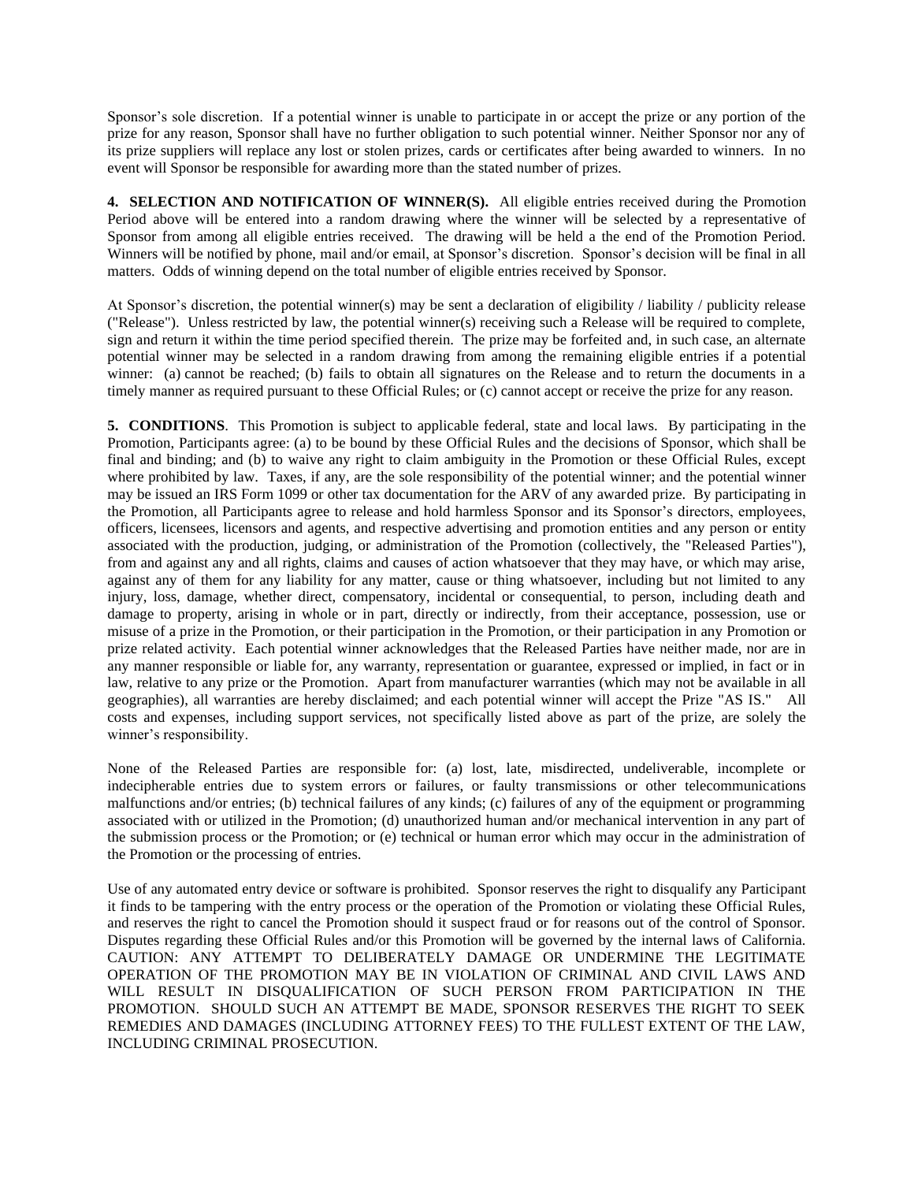Sponsor's sole discretion. If a potential winner is unable to participate in or accept the prize or any portion of the prize for any reason, Sponsor shall have no further obligation to such potential winner. Neither Sponsor nor any of its prize suppliers will replace any lost or stolen prizes, cards or certificates after being awarded to winners. In no event will Sponsor be responsible for awarding more than the stated number of prizes.

**4. SELECTION AND NOTIFICATION OF WINNER(S).** All eligible entries received during the Promotion Period above will be entered into a random drawing where the winner will be selected by a representative of Sponsor from among all eligible entries received. The drawing will be held a the end of the Promotion Period. Winners will be notified by phone, mail and/or email, at Sponsor's discretion. Sponsor's decision will be final in all matters. Odds of winning depend on the total number of eligible entries received by Sponsor.

At Sponsor's discretion, the potential winner(s) may be sent a declaration of eligibility / liability / publicity release ("Release"). Unless restricted by law, the potential winner(s) receiving such a Release will be required to complete, sign and return it within the time period specified therein. The prize may be forfeited and, in such case, an alternate potential winner may be selected in a random drawing from among the remaining eligible entries if a potential winner: (a) cannot be reached; (b) fails to obtain all signatures on the Release and to return the documents in a timely manner as required pursuant to these Official Rules; or (c) cannot accept or receive the prize for any reason.

**5. CONDITIONS**. This Promotion is subject to applicable federal, state and local laws. By participating in the Promotion, Participants agree: (a) to be bound by these Official Rules and the decisions of Sponsor, which shall be final and binding; and (b) to waive any right to claim ambiguity in the Promotion or these Official Rules, except where prohibited by law. Taxes, if any, are the sole responsibility of the potential winner; and the potential winner may be issued an IRS Form 1099 or other tax documentation for the ARV of any awarded prize. By participating in the Promotion, all Participants agree to release and hold harmless Sponsor and its Sponsor's directors, employees, officers, licensees, licensors and agents, and respective advertising and promotion entities and any person or entity associated with the production, judging, or administration of the Promotion (collectively, the "Released Parties"), from and against any and all rights, claims and causes of action whatsoever that they may have, or which may arise, against any of them for any liability for any matter, cause or thing whatsoever, including but not limited to any injury, loss, damage, whether direct, compensatory, incidental or consequential, to person, including death and damage to property, arising in whole or in part, directly or indirectly, from their acceptance, possession, use or misuse of a prize in the Promotion, or their participation in the Promotion, or their participation in any Promotion or prize related activity. Each potential winner acknowledges that the Released Parties have neither made, nor are in any manner responsible or liable for, any warranty, representation or guarantee, expressed or implied, in fact or in law, relative to any prize or the Promotion. Apart from manufacturer warranties (which may not be available in all geographies), all warranties are hereby disclaimed; and each potential winner will accept the Prize "AS IS." All costs and expenses, including support services, not specifically listed above as part of the prize, are solely the winner's responsibility.

None of the Released Parties are responsible for: (a) lost, late, misdirected, undeliverable, incomplete or indecipherable entries due to system errors or failures, or faulty transmissions or other telecommunications malfunctions and/or entries; (b) technical failures of any kinds; (c) failures of any of the equipment or programming associated with or utilized in the Promotion; (d) unauthorized human and/or mechanical intervention in any part of the submission process or the Promotion; or (e) technical or human error which may occur in the administration of the Promotion or the processing of entries.

Use of any automated entry device or software is prohibited. Sponsor reserves the right to disqualify any Participant it finds to be tampering with the entry process or the operation of the Promotion or violating these Official Rules, and reserves the right to cancel the Promotion should it suspect fraud or for reasons out of the control of Sponsor. Disputes regarding these Official Rules and/or this Promotion will be governed by the internal laws of California. CAUTION: ANY ATTEMPT TO DELIBERATELY DAMAGE OR UNDERMINE THE LEGITIMATE OPERATION OF THE PROMOTION MAY BE IN VIOLATION OF CRIMINAL AND CIVIL LAWS AND WILL RESULT IN DISQUALIFICATION OF SUCH PERSON FROM PARTICIPATION IN THE PROMOTION. SHOULD SUCH AN ATTEMPT BE MADE, SPONSOR RESERVES THE RIGHT TO SEEK REMEDIES AND DAMAGES (INCLUDING ATTORNEY FEES) TO THE FULLEST EXTENT OF THE LAW, INCLUDING CRIMINAL PROSECUTION.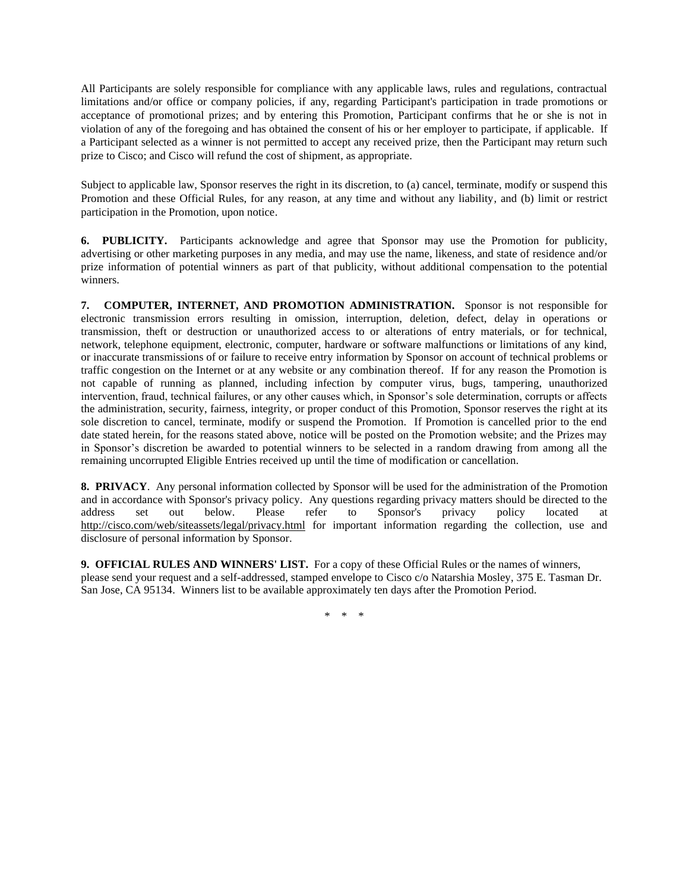All Participants are solely responsible for compliance with any applicable laws, rules and regulations, contractual limitations and/or office or company policies, if any, regarding Participant's participation in trade promotions or acceptance of promotional prizes; and by entering this Promotion, Participant confirms that he or she is not in violation of any of the foregoing and has obtained the consent of his or her employer to participate, if applicable. If a Participant selected as a winner is not permitted to accept any received prize, then the Participant may return such prize to Cisco; and Cisco will refund the cost of shipment, as appropriate.

Subject to applicable law, Sponsor reserves the right in its discretion, to (a) cancel, terminate, modify or suspend this Promotion and these Official Rules, for any reason, at any time and without any liability, and (b) limit or restrict participation in the Promotion, upon notice.

**6. PUBLICITY.** Participants acknowledge and agree that Sponsor may use the Promotion for publicity, advertising or other marketing purposes in any media, and may use the name, likeness, and state of residence and/or prize information of potential winners as part of that publicity, without additional compensation to the potential winners.

**7. COMPUTER, INTERNET, AND PROMOTION ADMINISTRATION.** Sponsor is not responsible for electronic transmission errors resulting in omission, interruption, deletion, defect, delay in operations or transmission, theft or destruction or unauthorized access to or alterations of entry materials, or for technical, network, telephone equipment, electronic, computer, hardware or software malfunctions or limitations of any kind, or inaccurate transmissions of or failure to receive entry information by Sponsor on account of technical problems or traffic congestion on the Internet or at any website or any combination thereof. If for any reason the Promotion is not capable of running as planned, including infection by computer virus, bugs, tampering, unauthorized intervention, fraud, technical failures, or any other causes which, in Sponsor's sole determination, corrupts or affects the administration, security, fairness, integrity, or proper conduct of this Promotion, Sponsor reserves the right at its sole discretion to cancel, terminate, modify or suspend the Promotion. If Promotion is cancelled prior to the end date stated herein, for the reasons stated above, notice will be posted on the Promotion website; and the Prizes may in Sponsor's discretion be awarded to potential winners to be selected in a random drawing from among all the remaining uncorrupted Eligible Entries received up until the time of modification or cancellation.

**8. PRIVACY**. Any personal information collected by Sponsor will be used for the administration of the Promotion and in accordance with Sponsor's privacy policy. Any questions regarding privacy matters should be directed to the address set out below. Please refer to Sponsor's privacy policy located at http://cisco.com/web/siteassets/legal/privacy.html for important information regarding the collection, use and disclosure of personal information by Sponsor.

**9. OFFICIAL RULES AND WINNERS' LIST.** For a copy of these Official Rules or the names of winners, please send your request and a self-addressed, stamped envelope to Cisco c/o Natarshia Mosley, 375 E. Tasman Dr. San Jose, CA 95134. Winners list to be available approximately ten days after the Promotion Period.

\* \* \*